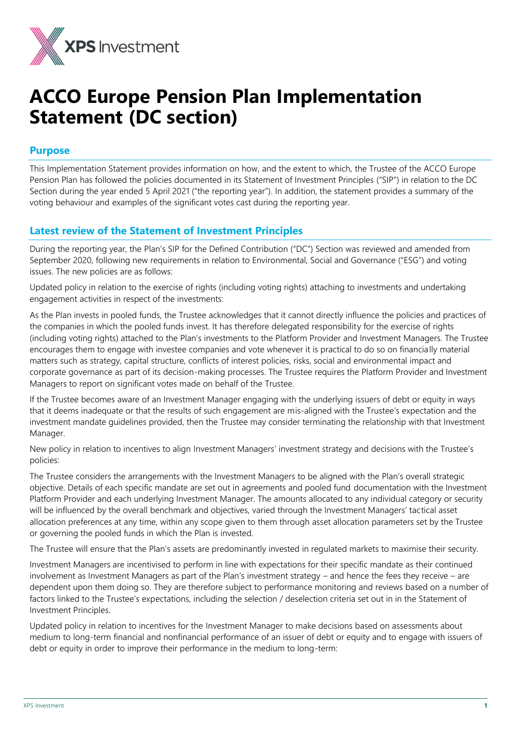# ACCO Europe Pension Plan Implementation Statement (DC section)

## Purpose

This Implementation Statement provides information on how, and the extent to which, the Trustee of the ACCO Europe Pension Plan has followed the policies documented in its Statement of Investment Principles ("SIP") in relation to the DC Section during the year ended 5 April 2021 ("the reporting year"). In addition, the statement provides a summary of the voting behaviour and examples of the significant votes cast during the reporting year.

## Latest review of the Statement of Investment Principles

During the reporting year, the Plan's SIP for the Defined Contribution ("DC") Section was reviewed and amended from September 2020, following new requirements in relation to Environmental, Social and Governance ("ESG") and voting issues. The new policies are as follows:

Updated policy in relation to the exercise of rights (including voting rights) attaching to investments and undertaking engagement activities in respect of the investments:

As the Plan invests in pooled funds, the Trustee acknowledges that it cannot directly influence the policies and practices of the companies in which the pooled funds invest. It has therefore delegated responsibility for the exercise of rights (including voting rights) attached to the Plan's investments to the Platform Provider and Investment Managers. The Trustee encourages them to engage with investee companies and vote whenever it is practical to do so on financially material matters such as strategy, capital structure, conflicts of interest policies, risks, social and environmental impact and corporate governance as part of its decision-making processes. The Trustee requires the Platform Provider and Investment Managers to report on significant votes made on behalf of the Trustee.

If the Trustee becomes aware of an Investment Manager engaging with the underlying issuers of debt or equity in ways that it deems inadequate or that the results of such engagement are mis-aligned with the Trustee's expectation and the investment mandate guidelines provided, then the Trustee may consider terminating the relationship with that Investment Manager.

New policy in relation to incentives to align Investment Managers' investment strategy and decisions with the Trustee's policies:

The Trustee considers the arrangements with the Investment Managers to be aligned with the Plan's overall strategic objective. Details of each specific mandate are set out in agreements and pooled fund documentation with the Investment Platform Provider and each underlying Investment Manager. The amounts allocated to any individual category or security will be influenced by the overall benchmark and objectives, varied through the Investment Managers' tactical asset allocation preferences at any time, within any scope given to them through asset allocation parameters set by the Trustee or governing the pooled funds in which the Plan is invested.

The Trustee will ensure that the Plan's assets are predominantly invested in regulated markets to maximise their security.

Investment Managers are incentivised to perform in line with expectations for their specific mandate as their continued involvement as Investment Managers as part of the Plan's investment strategy – and hence the fees they receive – are dependent upon them doing so. They are therefore subject to performance monitoring and reviews based on a number of factors linked to the Trustee's expectations, including the selection / deselection criteria set out in in the Statement of Investment Principles.

Updated policy in relation to incentives for the Investment Manager to make decisions based on assessments about medium to long-term financial and nonfinancial performance of an issuer of debt or equity and to engage with issuers of debt or equity in order to improve their performance in the medium to long-term: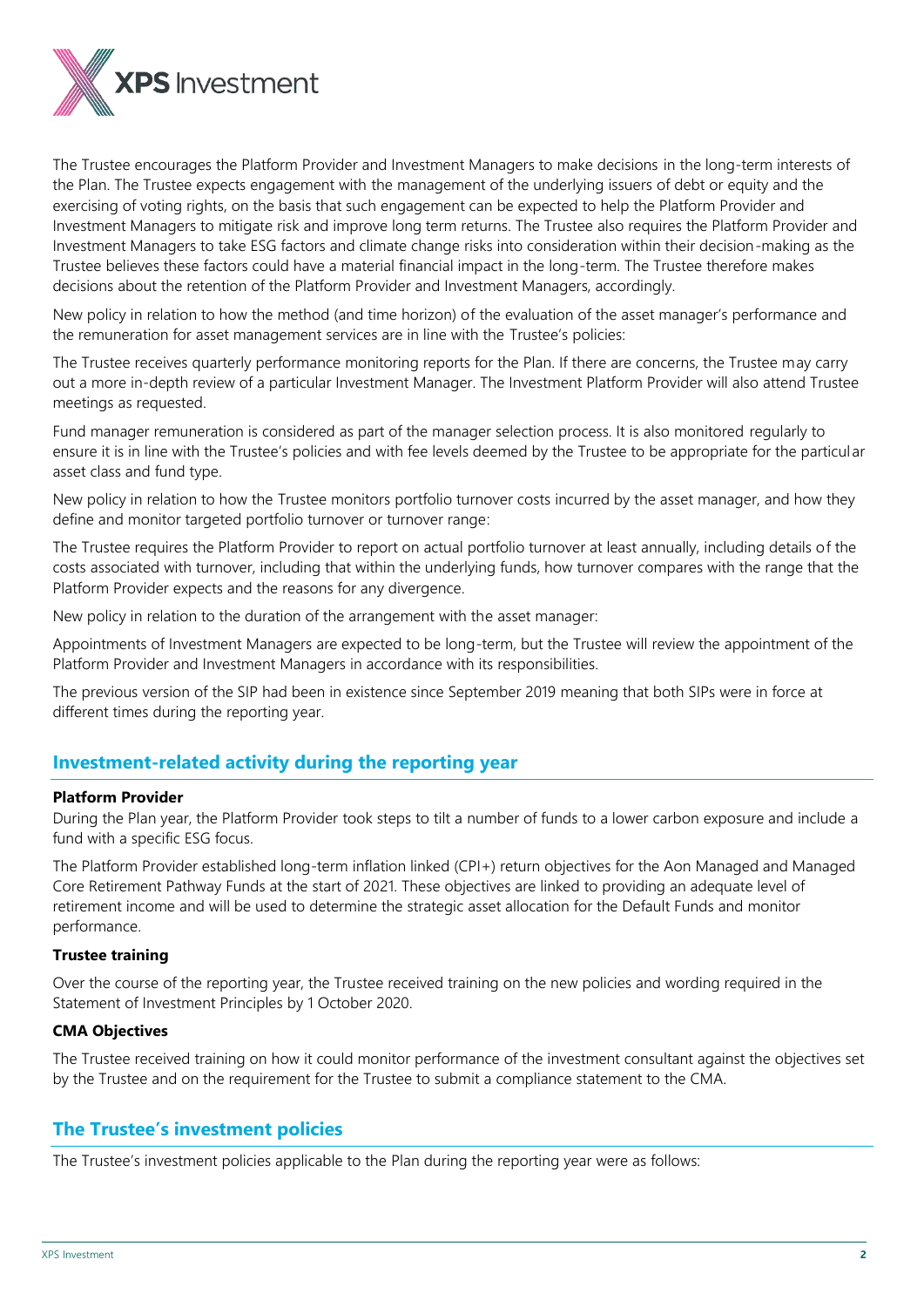The Trustee encourages the Platform Provider and Investment Managers to make decisions in the long-term interests of the Plan. The Trustee expects engagement with the management of the underlying issuers of debt or equity and the exercising of voting rights, on the basis that such engagement can be expected to help the Platform Provider and Investment Managers to mitigate risk and improve long term returns. The Trustee also requires the Platform Provider and Investment Managers to take ESG factors and climate change risks into consideration within their decision-making as the Trustee believes these factors could have a material financial impact in the long-term. The Trustee therefore makes decisions about the retention of the Platform Provider and Investment Managers, accordingly.

New policy in relation to how the method (and time horizon) of the evaluation of the asset manager's performance and the remuneration for asset management services are in line with the Trustee's policies:

The Trustee receives quarterly performance monitoring reports for the Plan. If there are concerns, the Trustee may carry out a more in-depth review of a particular Investment Manager. The Investment Platform Provider will also attend Trustee meetings as requested.

Fund manager remuneration is considered as part of the manager selection process. It is also monitored regularly to ensure it is in line with the Trustee's policies and with fee levels deemed by the Trustee to be appropriate for the particular asset class and fund type.

New policy in relation to how the Trustee monitors portfolio turnover costs incurred by the asset manager, and how they define and monitor targeted portfolio turnover or turnover range:

The Trustee requires the Platform Provider to report on actual portfolio turnover at least annually, including details of the costs associated with turnover, including that within the underlying funds, how turnover compares with the range that the Platform Provider expects and the reasons for any divergence.

New policy in relation to the duration of the arrangement with the asset manager:

Appointments of Investment Managers are expected to be long-term, but the Trustee will review the appointment of the Platform Provider and Investment Managers in accordance with its responsibilities.

The previous version of the SIP had been in existence since September 2019 meaning that both SIPs were in force at different times during the reporting year.

## Investment-related activity during the reporting year

**Platform Provider**

During the Plan year, the Platform Provider took steps to tilt a number of funds to a lower carbon exposure and include a fund with a specific ESG focus.

The Platform Provider established long-term inflation linked (CPI+) return objectives for the Aon Managed and Managed Core Retirement Pathway Funds at the start of 2021. These objectives are linked to providing an adequate level of retirement income and will be used to determine the strategic asset allocation for the Default Funds and monitor performance.

**Trustee training**

Over the course of the reporting year, the Trustee received training on the new policies and wording required in the Statement of Investment Principles by 1 October 2020.

**CMA Objectives**

The Trustee received training on how it could monitor performance of the investment consultant against the objectives set by the Trustee and on the requirement for the Trustee to submit a compliance statement to the CMA.

## The Trustee's investment policies

The Trustee's investment policies applicable to the Plan during the reporting year were as follows: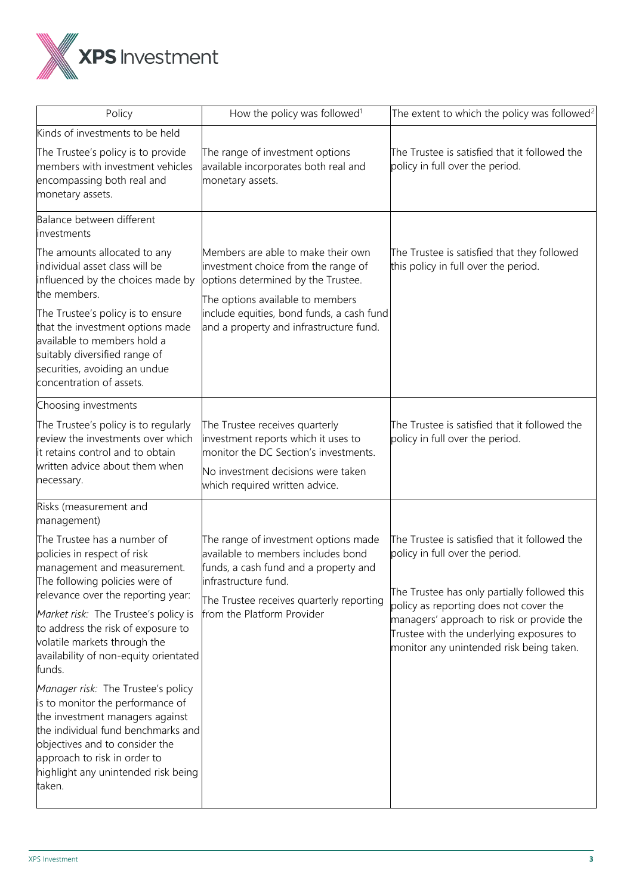| Policy | How the policy was followed[1] | The extent to which the policy was followed[2] |
| --- | --- | --- |
| Kinds of investments to be held<br><br>The Trustee's policy is to provide members with investment vehicles encompassing both real and monetary assets. | The range of investment options available incorporates both real and monetary assets. | The Trustee is satisfied that it followed the policy in full over the period. |
| Balance between different investments<br><br>The amounts allocated to any individual asset class will be influenced by the choices made by the members.<br><br>The Trustee's policy is to ensure that the investment options made available to members hold a suitably diversified range of securities, avoiding an undue concentration of assets. | Members are able to make their own investment choice from the range of options determined by the Trustee.<br><br>The options available to members include equities, bond funds, a cash fund and a property and infrastructure fund. | The Trustee is satisfied that they followed this policy in full over the period. |
| Choosing investments<br><br>The Trustee's policy is to regularly review the investments over which it retains control and to obtain written advice about them when necessary. | The Trustee receives quarterly investment reports which it uses to monitor the DC Section's investments.<br><br>No investment decisions were taken which required written advice. | The Trustee is satisfied that it followed the policy in full over the period. |
| Risks (measurement and management)<br><br>The Trustee has a number of policies in respect of risk management and measurement. The following policies were of relevance over the reporting year:<br><br>*Market risk:* The Trustee's policy is to address the risk of exposure to volatile markets through the availability of non-equity orientated funds.<br><br>*Manager risk:* The Trustee's policy is to monitor the performance of the investment managers against the individual fund benchmarks and objectives and to consider the approach to risk in order to highlight any unintended risk being taken. | The range of investment options made available to members includes bond funds, a cash fund and a property and infrastructure fund.<br><br>The Trustee receives quarterly reporting from the Platform Provider | The Trustee is satisfied that it followed the policy in full over the period.<br><br>The Trustee has only partially followed this policy as reporting does not cover the managers' approach to risk or provide the Trustee with the underlying exposures to monitor any unintended risk being taken. |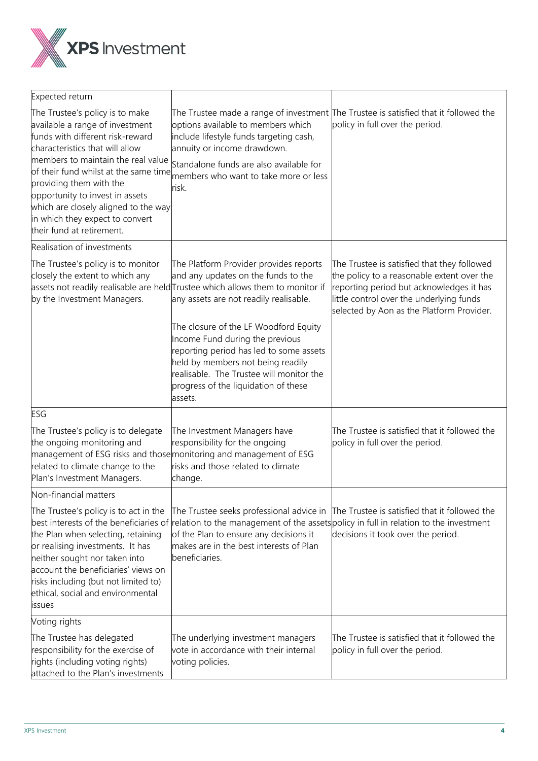| | | |
|---|---|---|
| Expected return<br><br>The Trustee's policy is to make available a range of investment funds with different risk-reward characteristics that will allow members to maintain the real value of their fund whilst at the same time providing them with the opportunity to invest in assets which are closely aligned to the way in which they expect to convert their fund at retirement. | The Trustee made a range of investment options available to members which include lifestyle funds targeting cash, annuity or income drawdown.<br><br>Standalone funds are also available for members who want to take more or less risk. | The Trustee is satisfied that it followed the policy in full over the period. |
| Realisation of investments<br><br>The Trustee's policy is to monitor closely the extent to which any assets not readily realisable are held by the Investment Managers. | The Platform Provider provides reports and any updates on the funds to the Trustee which allows them to monitor if any assets are not readily realisable.<br><br>The closure of the LF Woodford Equity Income Fund during the previous reporting period has led to some assets held by members not being readily realisable. The Trustee will monitor the progress of the liquidation of these assets. | The Trustee is satisfied that they followed the policy to a reasonable extent over the reporting period but acknowledges it has little control over the underlying funds selected by Aon as the Platform Provider. |
| ESG<br><br>The Trustee's policy is to delegate the ongoing monitoring and management of ESG risks and those related to climate change to the Plan's Investment Managers. | The Investment Managers have responsibility for the ongoing monitoring and management of ESG risks and those related to climate change. | The Trustee is satisfied that it followed the policy in full over the period. |
| Non-financial matters<br><br>The Trustee's policy is to act in the best interests of the beneficiaries of the Plan when selecting, retaining or realising investments. It has neither sought nor taken into account the beneficiaries' views on risks including (but not limited to) ethical, social and environmental issues | The Trustee seeks professional advice in relation to the management of the assets of the Plan to ensure any decisions it makes are in the best interests of Plan beneficiaries. | The Trustee is satisfied that it followed the policy in full in relation to the investment decisions it took over the period. |
| Voting rights<br><br>The Trustee has delegated responsibility for the exercise of rights (including voting rights) attached to the Plan's investments | The underlying investment managers vote in accordance with their internal voting policies. | The Trustee is satisfied that it followed the policy in full over the period. |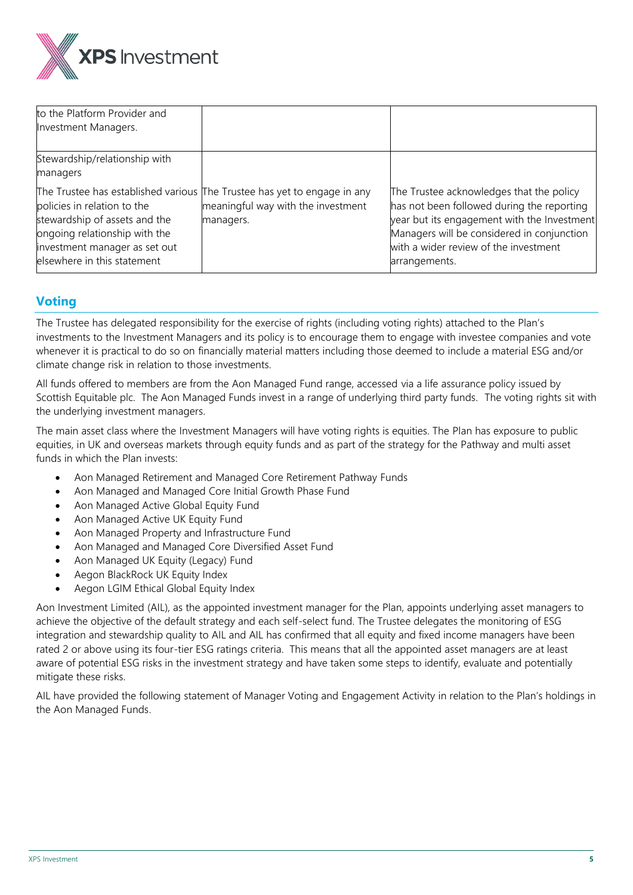| | | |
|---|---|---|
| to the Platform Provider and Investment Managers. | | |
| Stewardship/relationship with managers | | |
| The Trustee has established various policies in relation to the stewardship of assets and the ongoing relationship with the investment manager as set out elsewhere in this statement | The Trustee has yet to engage in any meaningful way with the investment managers. | The Trustee acknowledges that the policy has not been followed during the reporting year but its engagement with the Investment Managers will be considered in conjunction with a wider review of the investment arrangements. |

## Voting

The Trustee has delegated responsibility for the exercise of rights (including voting rights) attached to the Plan's investments to the Investment Managers and its policy is to encourage them to engage with investee companies and vote whenever it is practical to do so on financially material matters including those deemed to include a material ESG and/or climate change risk in relation to those investments.

All funds offered to members are from the Aon Managed Fund range, accessed via a life assurance policy issued by Scottish Equitable plc. The Aon Managed Funds invest in a range of underlying third party funds. The voting rights sit with the underlying investment managers.

The main asset class where the Investment Managers will have voting rights is equities. The Plan has exposure to public equities, in UK and overseas markets through equity funds and as part of the strategy for the Pathway and multi asset funds in which the Plan invests:

- Aon Managed Retirement and Managed Core Retirement Pathway Funds
- Aon Managed and Managed Core Initial Growth Phase Fund
- Aon Managed Active Global Equity Fund
- Aon Managed Active UK Equity Fund
- Aon Managed Property and Infrastructure Fund
- Aon Managed and Managed Core Diversified Asset Fund
- Aon Managed UK Equity (Legacy) Fund
- Aegon BlackRock UK Equity Index
- Aegon LGIM Ethical Global Equity Index

Aon Investment Limited (AIL), as the appointed investment manager for the Plan, appoints underlying asset managers to achieve the objective of the default strategy and each self-select fund. The Trustee delegates the monitoring of ESG integration and stewardship quality to AIL and AIL has confirmed that all equity and fixed income managers have been rated 2 or above using its four-tier ESG ratings criteria. This means that all the appointed asset managers are at least aware of potential ESG risks in the investment strategy and have taken some steps to identify, evaluate and potentially mitigate these risks.

AIL have provided the following statement of Manager Voting and Engagement Activity in relation to the Plan's holdings in the Aon Managed Funds.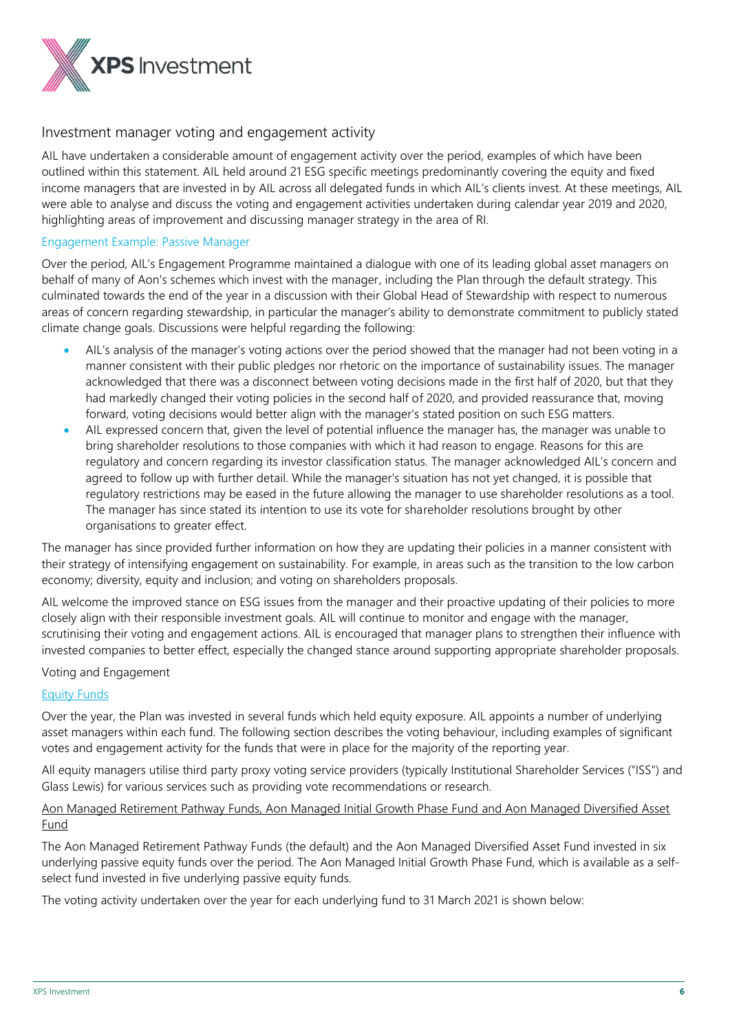## Investment manager voting and engagement activity

AIL have undertaken a considerable amount of engagement activity over the period, examples of which have been outlined within this statement. AIL held around 21 ESG specific meetings predominantly covering the equity and fixed income managers that are invested in by AIL across all delegated funds in which AIL's clients invest. At these meetings, AIL were able to analyse and discuss the voting and engagement activities undertaken during calendar year 2019 and 2020, highlighting areas of improvement and discussing manager strategy in the area of RI.

### Engagement Example: Passive Manager

Over the period, AIL's Engagement Programme maintained a dialogue with one of its leading global asset managers on behalf of many of Aon's schemes which invest with the manager, including the Plan through the default strategy. This culminated towards the end of the year in a discussion with their Global Head of Stewardship with respect to numerous areas of concern regarding stewardship, in particular the manager's ability to demonstrate commitment to publicly stated climate change goals. Discussions were helpful regarding the following:

- AIL's analysis of the manager's voting actions over the period showed that the manager had not been voting in a manner consistent with their public pledges nor rhetoric on the importance of sustainability issues. The manager acknowledged that there was a disconnect between voting decisions made in the first half of 2020, but that they had markedly changed their voting policies in the second half of 2020, and provided reassurance that, moving forward, voting decisions would better align with the manager's stated position on such ESG matters.
- AIL expressed concern that, given the level of potential influence the manager has, the manager was unable to bring shareholder resolutions to those companies with which it had reason to engage. Reasons for this are regulatory and concern regarding its investor classification status. The manager acknowledged AIL's concern and agreed to follow up with further detail. While the manager's situation has not yet changed, it is possible that regulatory restrictions may be eased in the future allowing the manager to use shareholder resolutions as a tool. The manager has since stated its intention to use its vote for shareholder resolutions brought by other organisations to greater effect.

The manager has since provided further information on how they are updating their policies in a manner consistent with their strategy of intensifying engagement on sustainability. For example, in areas such as the transition to the low carbon economy; diversity, equity and inclusion; and voting on shareholders proposals.

AIL welcome the improved stance on ESG issues from the manager and their proactive updating of their policies to more closely align with their responsible investment goals. AIL will continue to monitor and engage with the manager, scrutinising their voting and engagement actions. AIL is encouraged that manager plans to strengthen their influence with invested companies to better effect, especially the changed stance around supporting appropriate shareholder proposals.

### Voting and Engagement

#### Equity Funds

Over the year, the Plan was invested in several funds which held equity exposure. AIL appoints a number of underlying asset managers within each fund. The following section describes the voting behaviour, including examples of significant votes and engagement activity for the funds that were in place for the majority of the reporting year.

All equity managers utilise third party proxy voting service providers (typically Institutional Shareholder Services ("ISS") and Glass Lewis) for various services such as providing vote recommendations or research.

#### Aon Managed Retirement Pathway Funds, Aon Managed Initial Growth Phase Fund and Aon Managed Diversified Asset Fund

The Aon Managed Retirement Pathway Funds (the default) and the Aon Managed Diversified Asset Fund invested in six underlying passive equity funds over the period. The Aon Managed Initial Growth Phase Fund, which is available as a self-select fund invested in five underlying passive equity funds.

The voting activity undertaken over the year for each underlying fund to 31 March 2021 is shown below: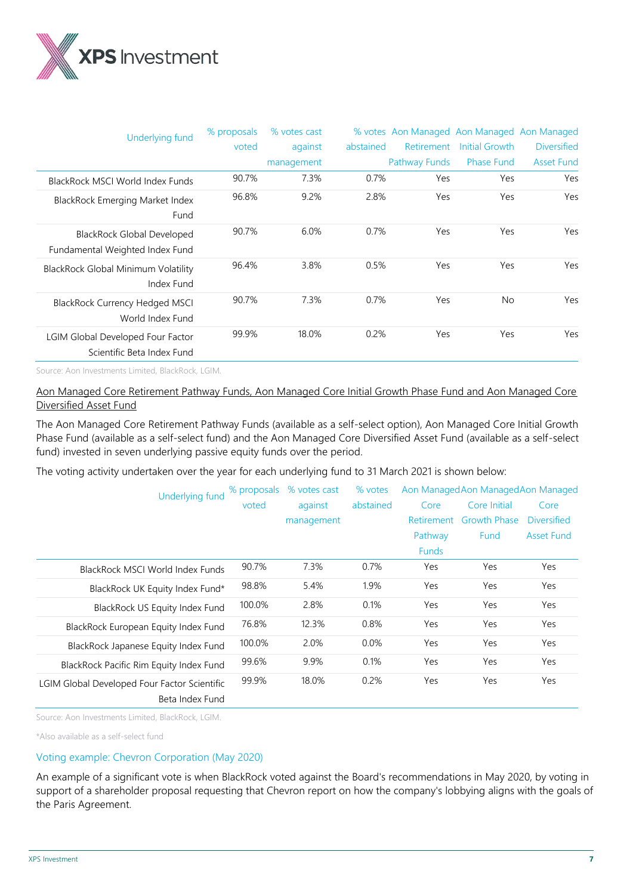| Underlying fund | % proposals voted | % votes cast against management | % votes abstained | Aon Managed Retirement Pathway Funds | Aon Managed Initial Growth Phase Fund | Aon Managed Diversified Asset Fund |
|---|---|---|---|---|---|---|
| BlackRock MSCI World Index Funds | 90.7% | 7.3% | 0.7% | Yes | Yes | Yes |
| BlackRock Emerging Market Index Fund | 96.8% | 9.2% | 2.8% | Yes | Yes | Yes |
| BlackRock Global Developed Fundamental Weighted Index Fund | 90.7% | 6.0% | 0.7% | Yes | Yes | Yes |
| BlackRock Global Minimum Volatility Index Fund | 96.4% | 3.8% | 0.5% | Yes | Yes | Yes |
| BlackRock Currency Hedged MSCI World Index Fund | 90.7% | 7.3% | 0.7% | Yes | No | Yes |
| LGIM Global Developed Four Factor Scientific Beta Index Fund | 99.9% | 18.0% | 0.2% | Yes | Yes | Yes |

Source: Aon Investments Limited, BlackRock, LGIM.

<u>Aon Managed Core Retirement Pathway Funds, Aon Managed Core Initial Growth Phase Fund and Aon Managed Core Diversified Asset Fund</u>

The Aon Managed Core Retirement Pathway Funds (available as a self-select option), Aon Managed Core Initial Growth Phase Fund (available as a self-select fund) and the Aon Managed Core Diversified Asset Fund (available as a self-select fund) invested in seven underlying passive equity funds over the period.

The voting activity undertaken over the year for each underlying fund to 31 March 2021 is shown below:

| Underlying fund | % proposals voted | % votes cast against management | % votes abstained | Aon Managed Core Retirement Pathway Funds | Aon Managed Core Initial Growth Phase Fund | Aon Managed Core Diversified Asset Fund |
|---|---|---|---|---|---|---|
| BlackRock MSCI World Index Funds | 90.7% | 7.3% | 0.7% | Yes | Yes | Yes |
| BlackRock UK Equity Index Fund* | 98.8% | 5.4% | 1.9% | Yes | Yes | Yes |
| BlackRock US Equity Index Fund | 100.0% | 2.8% | 0.1% | Yes | Yes | Yes |
| BlackRock European Equity Index Fund | 76.8% | 12.3% | 0.8% | Yes | Yes | Yes |
| BlackRock Japanese Equity Index Fund | 100.0% | 2.0% | 0.0% | Yes | Yes | Yes |
| BlackRock Pacific Rim Equity Index Fund | 99.6% | 9.9% | 0.1% | Yes | Yes | Yes |
| LGIM Global Developed Four Factor Scientific Beta Index Fund | 99.9% | 18.0% | 0.2% | Yes | Yes | Yes |

Source: Aon Investments Limited, BlackRock, LGIM.

*Also available as a self-select fund

### Voting example: Chevron Corporation (May 2020)

An example of a significant vote is when BlackRock voted against the Board's recommendations in May 2020, by voting in support of a shareholder proposal requesting that Chevron report on how the company's lobbying aligns with the goals of the Paris Agreement.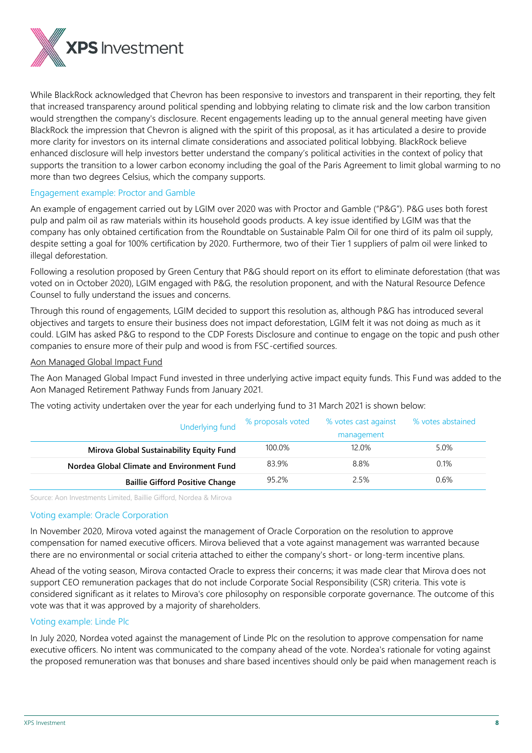While BlackRock acknowledged that Chevron has been responsive to investors and transparent in their reporting, they felt that increased transparency around political spending and lobbying relating to climate risk and the low carbon transition would strengthen the company's disclosure. Recent engagements leading up to the annual general meeting have given BlackRock the impression that Chevron is aligned with the spirit of this proposal, as it has articulated a desire to provide more clarity for investors on its internal climate considerations and associated political lobbying. BlackRock believe enhanced disclosure will help investors better understand the company's political activities in the context of policy that supports the transition to a lower carbon economy including the goal of the Paris Agreement to limit global warming to no more than two degrees Celsius, which the company supports.

### Engagement example: Proctor and Gamble

An example of engagement carried out by LGIM over 2020 was with Proctor and Gamble ("P&G"). P&G uses both forest pulp and palm oil as raw materials within its household goods products. A key issue identified by LGIM was that the company has only obtained certification from the Roundtable on Sustainable Palm Oil for one third of its palm oil supply, despite setting a goal for 100% certification by 2020. Furthermore, two of their Tier 1 suppliers of palm oil were linked to illegal deforestation.

Following a resolution proposed by Green Century that P&G should report on its effort to eliminate deforestation (that was voted on in October 2020), LGIM engaged with P&G, the resolution proponent, and with the Natural Resource Defence Counsel to fully understand the issues and concerns.

Through this round of engagements, LGIM decided to support this resolution as, although P&G has introduced several objectives and targets to ensure their business does not impact deforestation, LGIM felt it was not doing as much as it could. LGIM has asked P&G to respond to the CDP Forests Disclosure and continue to engage on the topic and push other companies to ensure more of their pulp and wood is from FSC-certified sources.

#### Aon Managed Global Impact Fund

The Aon Managed Global Impact Fund invested in three underlying active impact equity funds. This Fund was added to the Aon Managed Retirement Pathway Funds from January 2021.

The voting activity undertaken over the year for each underlying fund to 31 March 2021 is shown below:

| Underlying fund | % proposals voted | % votes cast against management | % votes abstained |
|---|---|---|---|
| **Mirova Global Sustainability Equity Fund** | 100.0% | 12.0% | 5.0% |
| **Nordea Global Climate and Environment Fund** | 83.9% | 8.8% | 0.1% |
| **Baillie Gifford Positive Change** | 95.2% | 2.5% | 0.6% |

Source: Aon Investments Limited, Baillie Gifford, Nordea & Mirova

### Voting example: Oracle Corporation

In November 2020, Mirova voted against the management of Oracle Corporation on the resolution to approve compensation for named executive officers. Mirova believed that a vote against management was warranted because there are no environmental or social criteria attached to either the company's short- or long-term incentive plans.

Ahead of the voting season, Mirova contacted Oracle to express their concerns; it was made clear that Mirova does not support CEO remuneration packages that do not include Corporate Social Responsibility (CSR) criteria. This vote is considered significant as it relates to Mirova's core philosophy on responsible corporate governance. The outcome of this vote was that it was approved by a majority of shareholders.

### Voting example: Linde Plc

In July 2020, Nordea voted against the management of Linde Plc on the resolution to approve compensation for name executive officers. No intent was communicated to the company ahead of the vote. Nordea's rationale for voting against the proposed remuneration was that bonuses and share based incentives should only be paid when management reach is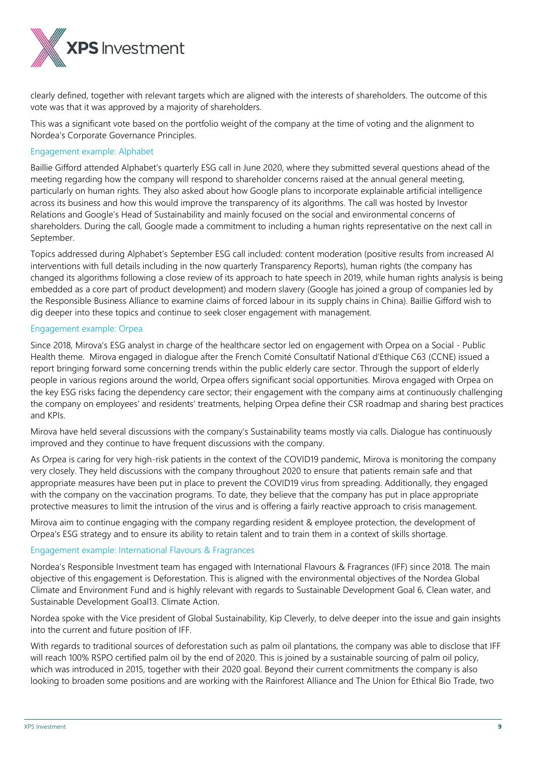clearly defined, together with relevant targets which are aligned with the interests of shareholders. The outcome of this vote was that it was approved by a majority of shareholders.

This was a significant vote based on the portfolio weight of the company at the time of voting and the alignment to Nordea's Corporate Governance Principles.

### Engagement example: Alphabet

Baillie Gifford attended Alphabet's quarterly ESG call in June 2020, where they submitted several questions ahead of the meeting regarding how the company will respond to shareholder concerns raised at the annual general meeting, particularly on human rights. They also asked about how Google plans to incorporate explainable artificial intelligence across its business and how this would improve the transparency of its algorithms. The call was hosted by Investor Relations and Google's Head of Sustainability and mainly focused on the social and environmental concerns of shareholders. During the call, Google made a commitment to including a human rights representative on the next call in September.

Topics addressed during Alphabet's September ESG call included: content moderation (positive results from increased AI interventions with full details including in the now quarterly Transparency Reports), human rights (the company has changed its algorithms following a close review of its approach to hate speech in 2019, while human rights analysis is being embedded as a core part of product development) and modern slavery (Google has joined a group of companies led by the Responsible Business Alliance to examine claims of forced labour in its supply chains in China). Baillie Gifford wish to dig deeper into these topics and continue to seek closer engagement with management.

### Engagement example: Orpea

Since 2018, Mirova's ESG analyst in charge of the healthcare sector led on engagement with Orpea on a Social - Public Health theme. Mirova engaged in dialogue after the French Comité Consultatif National d'Ethique C63 (CCNE) issued a report bringing forward some concerning trends within the public elderly care sector. Through the support of elderly people in various regions around the world, Orpea offers significant social opportunities. Mirova engaged with Orpea on the key ESG risks facing the dependency care sector; their engagement with the company aims at continuously challenging the company on employees' and residents' treatments, helping Orpea define their CSR roadmap and sharing best practices and KPIs.

Mirova have held several discussions with the company's Sustainability teams mostly via calls. Dialogue has continuously improved and they continue to have frequent discussions with the company.

As Orpea is caring for very high-risk patients in the context of the COVID19 pandemic, Mirova is monitoring the company very closely. They held discussions with the company throughout 2020 to ensure that patients remain safe and that appropriate measures have been put in place to prevent the COVID19 virus from spreading. Additionally, they engaged with the company on the vaccination programs. To date, they believe that the company has put in place appropriate protective measures to limit the intrusion of the virus and is offering a fairly reactive approach to crisis management.

Mirova aim to continue engaging with the company regarding resident & employee protection, the development of Orpea's ESG strategy and to ensure its ability to retain talent and to train them in a context of skills shortage.

### Engagement example: International Flavours & Fragrances

Nordea's Responsible Investment team has engaged with International Flavours & Fragrances (IFF) since 2018. The main objective of this engagement is Deforestation. This is aligned with the environmental objectives of the Nordea Global Climate and Environment Fund and is highly relevant with regards to Sustainable Development Goal 6, Clean water, and Sustainable Development Goal13. Climate Action.

Nordea spoke with the Vice president of Global Sustainability, Kip Cleverly, to delve deeper into the issue and gain insights into the current and future position of IFF.

With regards to traditional sources of deforestation such as palm oil plantations, the company was able to disclose that IFF will reach 100% RSPO certified palm oil by the end of 2020. This is joined by a sustainable sourcing of palm oil policy, which was introduced in 2015, together with their 2020 goal. Beyond their current commitments the company is also looking to broaden some positions and are working with the Rainforest Alliance and The Union for Ethical Bio Trade, two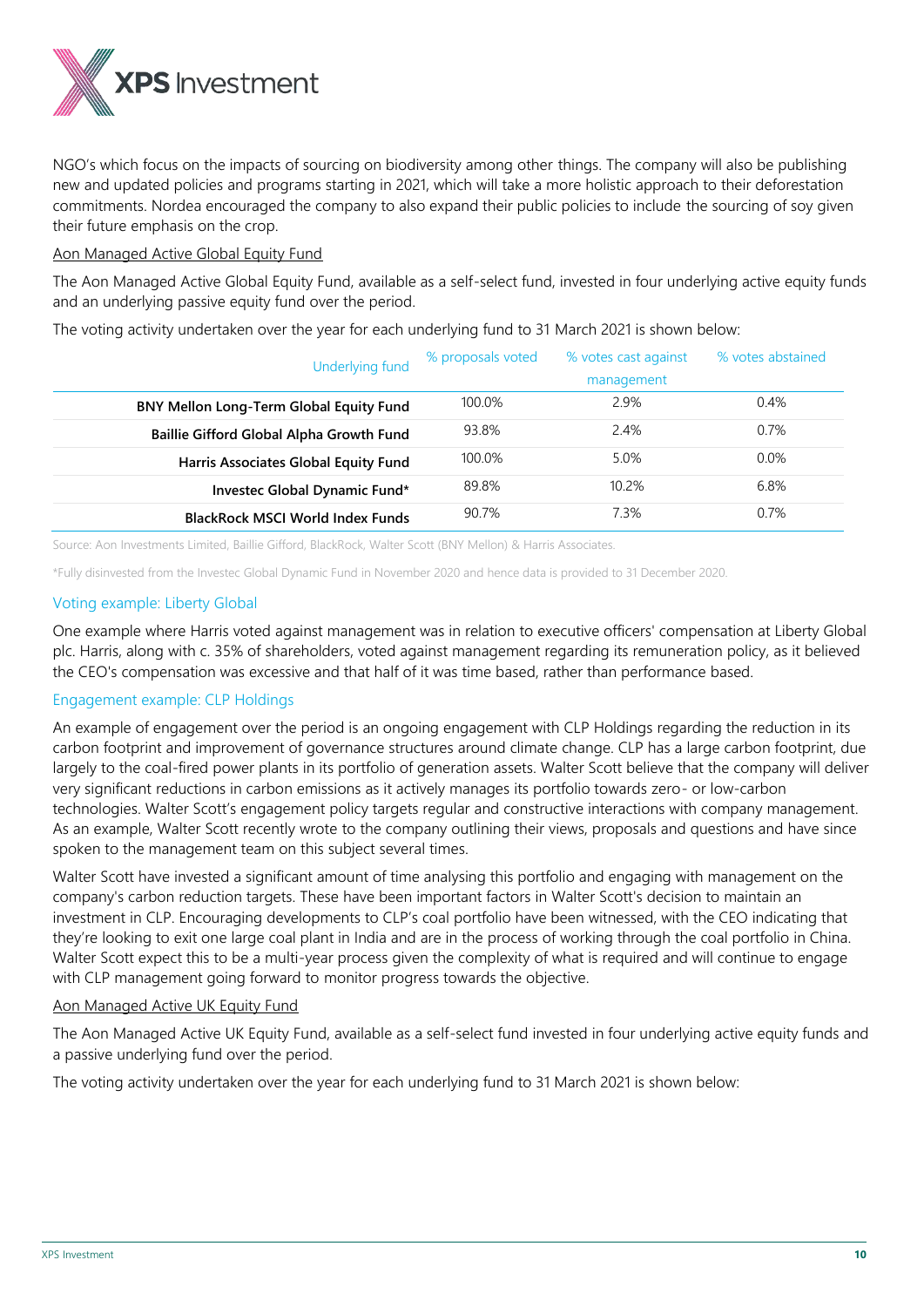NGO's which focus on the impacts of sourcing on biodiversity among other things. The company will also be publishing new and updated policies and programs starting in 2021, which will take a more holistic approach to their deforestation commitments. Nordea encouraged the company to also expand their public policies to include the sourcing of soy given their future emphasis on the crop.

Aon Managed Active Global Equity Fund

The Aon Managed Active Global Equity Fund, available as a self-select fund, invested in four underlying active equity funds and an underlying passive equity fund over the period.

The voting activity undertaken over the year for each underlying fund to 31 March 2021 is shown below:

| Underlying fund | % proposals voted | % votes cast against management | % votes abstained |
|---|---|---|---|
| **BNY Mellon Long-Term Global Equity Fund** | 100.0% | 2.9% | 0.4% |
| **Baillie Gifford Global Alpha Growth Fund** | 93.8% | 2.4% | 0.7% |
| **Harris Associates Global Equity Fund** | 100.0% | 5.0% | 0.0% |
| **Investec Global Dynamic Fund*** | 89.8% | 10.2% | 6.8% |
| **BlackRock MSCI World Index Funds** | 90.7% | 7.3% | 0.7% |

Source: Aon Investments Limited, Baillie Gifford, BlackRock, Walter Scott (BNY Mellon) & Harris Associates.

*Fully disinvested from the Investec Global Dynamic Fund in November 2020 and hence data is provided to 31 December 2020.

### Voting example: Liberty Global

One example where Harris voted against management was in relation to executive officers' compensation at Liberty Global plc. Harris, along with c. 35% of shareholders, voted against management regarding its remuneration policy, as it believed the CEO's compensation was excessive and that half of it was time based, rather than performance based.

### Engagement example: CLP Holdings

An example of engagement over the period is an ongoing engagement with CLP Holdings regarding the reduction in its carbon footprint and improvement of governance structures around climate change. CLP has a large carbon footprint, due largely to the coal-fired power plants in its portfolio of generation assets. Walter Scott believe that the company will deliver very significant reductions in carbon emissions as it actively manages its portfolio towards zero- or low-carbon technologies. Walter Scott's engagement policy targets regular and constructive interactions with company management. As an example, Walter Scott recently wrote to the company outlining their views, proposals and questions and have since spoken to the management team on this subject several times.

Walter Scott have invested a significant amount of time analysing this portfolio and engaging with management on the company's carbon reduction targets. These have been important factors in Walter Scott's decision to maintain an investment in CLP. Encouraging developments to CLP's coal portfolio have been witnessed, with the CEO indicating that they're looking to exit one large coal plant in India and are in the process of working through the coal portfolio in China. Walter Scott expect this to be a multi-year process given the complexity of what is required and will continue to engage with CLP management going forward to monitor progress towards the objective.

Aon Managed Active UK Equity Fund

The Aon Managed Active UK Equity Fund, available as a self-select fund invested in four underlying active equity funds and a passive underlying fund over the period.

The voting activity undertaken over the year for each underlying fund to 31 March 2021 is shown below: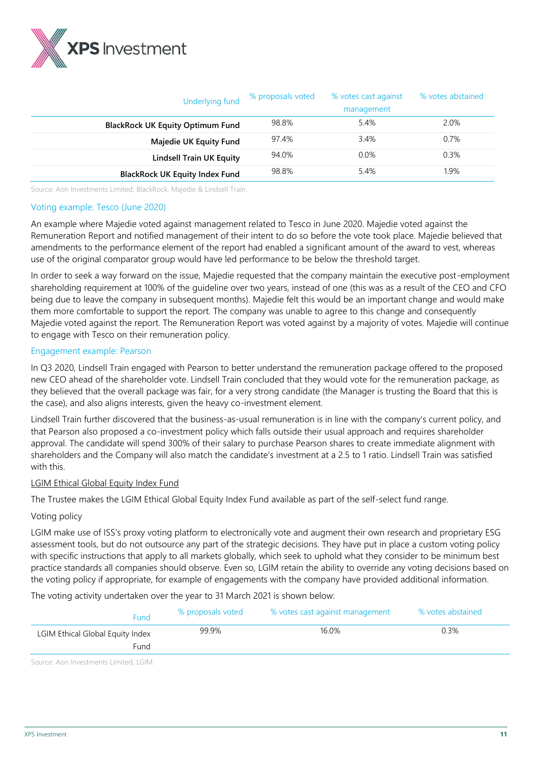| Underlying fund | % proposals voted | % votes cast against management | % votes abstained |
|---|---|---|---|
| **BlackRock UK Equity Optimum Fund** | 98.8% | 5.4% | 2.0% |
| **Majedie UK Equity Fund** | 97.4% | 3.4% | 0.7% |
| **Lindsell Train UK Equity** | 94.0% | 0.0% | 0.3% |
| **BlackRock UK Equity Index Fund** | 98.8% | 5.4% | 1.9% |

Source: Aon Investments Limited, BlackRock, Majedie & Lindsell Train.

### Voting example: Tesco (June 2020)

An example where Majedie voted against management related to Tesco in June 2020. Majedie voted against the Remuneration Report and notified management of their intent to do so before the vote took place. Majedie believed that amendments to the performance element of the report had enabled a significant amount of the award to vest, whereas use of the original comparator group would have led performance to be below the threshold target.

In order to seek a way forward on the issue, Majedie requested that the company maintain the executive post-employment shareholding requirement at 100% of the guideline over two years, instead of one (this was as a result of the CEO and CFO being due to leave the company in subsequent months). Majedie felt this would be an important change and would make them more comfortable to support the report. The company was unable to agree to this change and consequently Majedie voted against the report. The Remuneration Report was voted against by a majority of votes. Majedie will continue to engage with Tesco on their remuneration policy.

### Engagement example: Pearson

In Q3 2020, Lindsell Train engaged with Pearson to better understand the remuneration package offered to the proposed new CEO ahead of the shareholder vote. Lindsell Train concluded that they would vote for the remuneration package, as they believed that the overall package was fair, for a very strong candidate (the Manager is trusting the Board that this is the case), and also aligns interests, given the heavy co-investment element.

Lindsell Train further discovered that the business-as-usual remuneration is in line with the company's current policy, and that Pearson also proposed a co-investment policy which falls outside their usual approach and requires shareholder approval. The candidate will spend 300% of their salary to purchase Pearson shares to create immediate alignment with shareholders and the Company will also match the candidate's investment at a 2.5 to 1 ratio. Lindsell Train was satisfied with this.

<u>LGIM Ethical Global Equity Index Fund</u>

The Trustee makes the LGIM Ethical Global Equity Index Fund available as part of the self-select fund range.

Voting policy

LGIM make use of ISS's proxy voting platform to electronically vote and augment their own research and proprietary ESG assessment tools, but do not outsource any part of the strategic decisions. They have put in place a custom voting policy with specific instructions that apply to all markets globally, which seek to uphold what they consider to be minimum best practice standards all companies should observe. Even so, LGIM retain the ability to override any voting decisions based on the voting policy if appropriate, for example of engagements with the company have provided additional information.

The voting activity undertaken over the year to 31 March 2021 is shown below:

| Fund | % proposals voted | % votes cast against management | % votes abstained |
|---|---|---|---|
| LGIM Ethical Global Equity Index Fund | 99.9% | 16.0% | 0.3% |

Source: Aon Investments Limited, LGIM.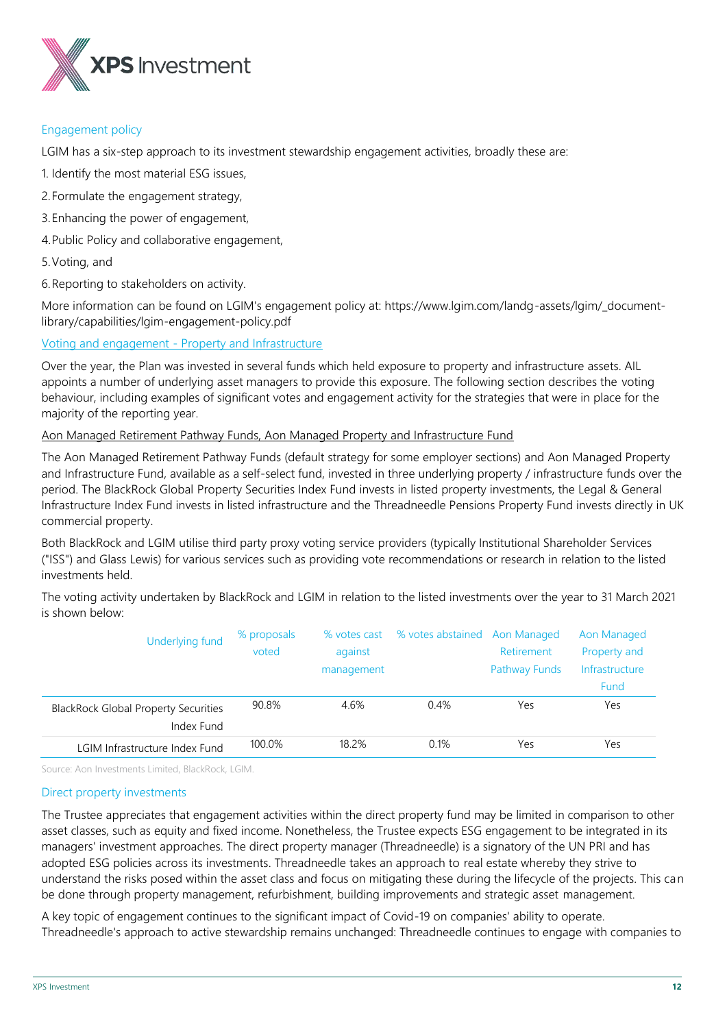### Engagement policy

LGIM has a six-step approach to its investment stewardship engagement activities, broadly these are:

1. Identify the most material ESG issues,
2. Formulate the engagement strategy,
3. Enhancing the power of engagement,
4. Public Policy and collaborative engagement,
5. Voting, and
6. Reporting to stakeholders on activity.

More information can be found on LGIM's engagement policy at: https://www.lgim.com/landg-assets/lgim/_document-library/capabilities/lgim-engagement-policy.pdf

### Voting and engagement - Property and Infrastructure

Over the year, the Plan was invested in several funds which held exposure to property and infrastructure assets. AIL appoints a number of underlying asset managers to provide this exposure. The following section describes the voting behaviour, including examples of significant votes and engagement activity for the strategies that were in place for the majority of the reporting year.

Aon Managed Retirement Pathway Funds, Aon Managed Property and Infrastructure Fund

The Aon Managed Retirement Pathway Funds (default strategy for some employer sections) and Aon Managed Property and Infrastructure Fund, available as a self-select fund, invested in three underlying property / infrastructure funds over the period. The BlackRock Global Property Securities Index Fund invests in listed property investments, the Legal & General Infrastructure Index Fund invests in listed infrastructure and the Threadneedle Pensions Property Fund invests directly in UK commercial property.

Both BlackRock and LGIM utilise third party proxy voting service providers (typically Institutional Shareholder Services ("ISS") and Glass Lewis) for various services such as providing vote recommendations or research in relation to the listed investments held.

The voting activity undertaken by BlackRock and LGIM in relation to the listed investments over the year to 31 March 2021 is shown below:

| Underlying fund | % proposals voted | % votes cast against management | % votes abstained | Aon Managed Retirement Pathway Funds | Aon Managed Property and Infrastructure Fund |
|---|---|---|---|---|---|
| BlackRock Global Property Securities Index Fund | 90.8% | 4.6% | 0.4% | Yes | Yes |
| LGIM Infrastructure Index Fund | 100.0% | 18.2% | 0.1% | Yes | Yes |

Source: Aon Investments Limited, BlackRock, LGIM.

### Direct property investments

The Trustee appreciates that engagement activities within the direct property fund may be limited in comparison to other asset classes, such as equity and fixed income. Nonetheless, the Trustee expects ESG engagement to be integrated in its managers' investment approaches. The direct property manager (Threadneedle) is a signatory of the UN PRI and has adopted ESG policies across its investments. Threadneedle takes an approach to real estate whereby they strive to understand the risks posed within the asset class and focus on mitigating these during the lifecycle of the projects. This can be done through property management, refurbishment, building improvements and strategic asset management.

A key topic of engagement continues to the significant impact of Covid-19 on companies' ability to operate. Threadneedle's approach to active stewardship remains unchanged: Threadneedle continues to engage with companies to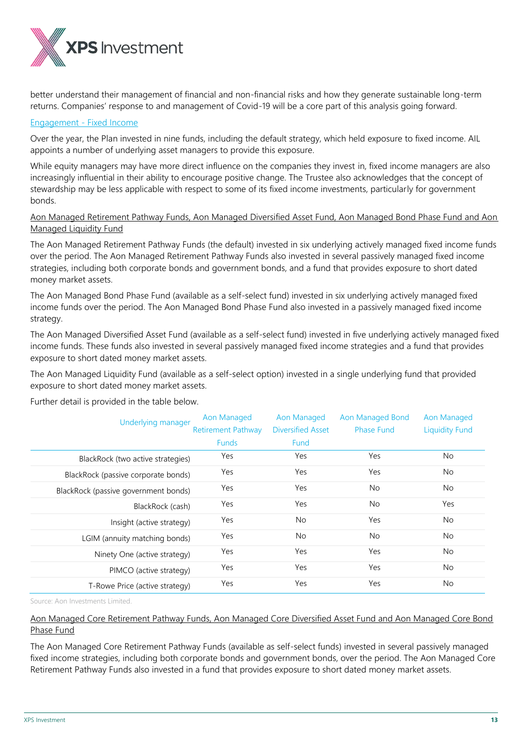better understand their management of financial and non-financial risks and how they generate sustainable long-term returns. Companies' response to and management of Covid-19 will be a core part of this analysis going forward.

### Engagement - Fixed Income

Over the year, the Plan invested in nine funds, including the default strategy, which held exposure to fixed income. AIL appoints a number of underlying asset managers to provide this exposure.

While equity managers may have more direct influence on the companies they invest in, fixed income managers are also increasingly influential in their ability to encourage positive change. The Trustee also acknowledges that the concept of stewardship may be less applicable with respect to some of its fixed income investments, particularly for government bonds.

#### Aon Managed Retirement Pathway Funds, Aon Managed Diversified Asset Fund, Aon Managed Bond Phase Fund and Aon Managed Liquidity Fund

The Aon Managed Retirement Pathway Funds (the default) invested in six underlying actively managed fixed income funds over the period. The Aon Managed Retirement Pathway Funds also invested in several passively managed fixed income strategies, including both corporate bonds and government bonds, and a fund that provides exposure to short dated money market assets.

The Aon Managed Bond Phase Fund (available as a self-select fund) invested in six underlying actively managed fixed income funds over the period. The Aon Managed Bond Phase Fund also invested in a passively managed fixed income strategy.

The Aon Managed Diversified Asset Fund (available as a self-select fund) invested in five underlying actively managed fixed income funds. These funds also invested in several passively managed fixed income strategies and a fund that provides exposure to short dated money market assets.

The Aon Managed Liquidity Fund (available as a self-select option) invested in a single underlying fund that provided exposure to short dated money market assets.

Further detail is provided in the table below.

| Underlying manager | Aon Managed Retirement Pathway Funds | Aon Managed Diversified Asset Fund | Aon Managed Bond Phase Fund | Aon Managed Liquidity Fund |
|---|---|---|---|---|
| BlackRock (two active strategies) | Yes | Yes | Yes | No |
| BlackRock (passive corporate bonds) | Yes | Yes | Yes | No |
| BlackRock (passive government bonds) | Yes | Yes | No | No |
| BlackRock (cash) | Yes | Yes | No | Yes |
| Insight (active strategy) | Yes | No | Yes | No |
| LGIM (annuity matching bonds) | Yes | No | No | No |
| Ninety One (active strategy) | Yes | Yes | Yes | No |
| PIMCO (active strategy) | Yes | Yes | Yes | No |
| T-Rowe Price (active strategy) | Yes | Yes | Yes | No |

Source: Aon Investments Limited.

#### Aon Managed Core Retirement Pathway Funds, Aon Managed Core Diversified Asset Fund and Aon Managed Core Bond Phase Fund

The Aon Managed Core Retirement Pathway Funds (available as self-select funds) invested in several passively managed fixed income strategies, including both corporate bonds and government bonds, over the period. The Aon Managed Core Retirement Pathway Funds also invested in a fund that provides exposure to short dated money market assets.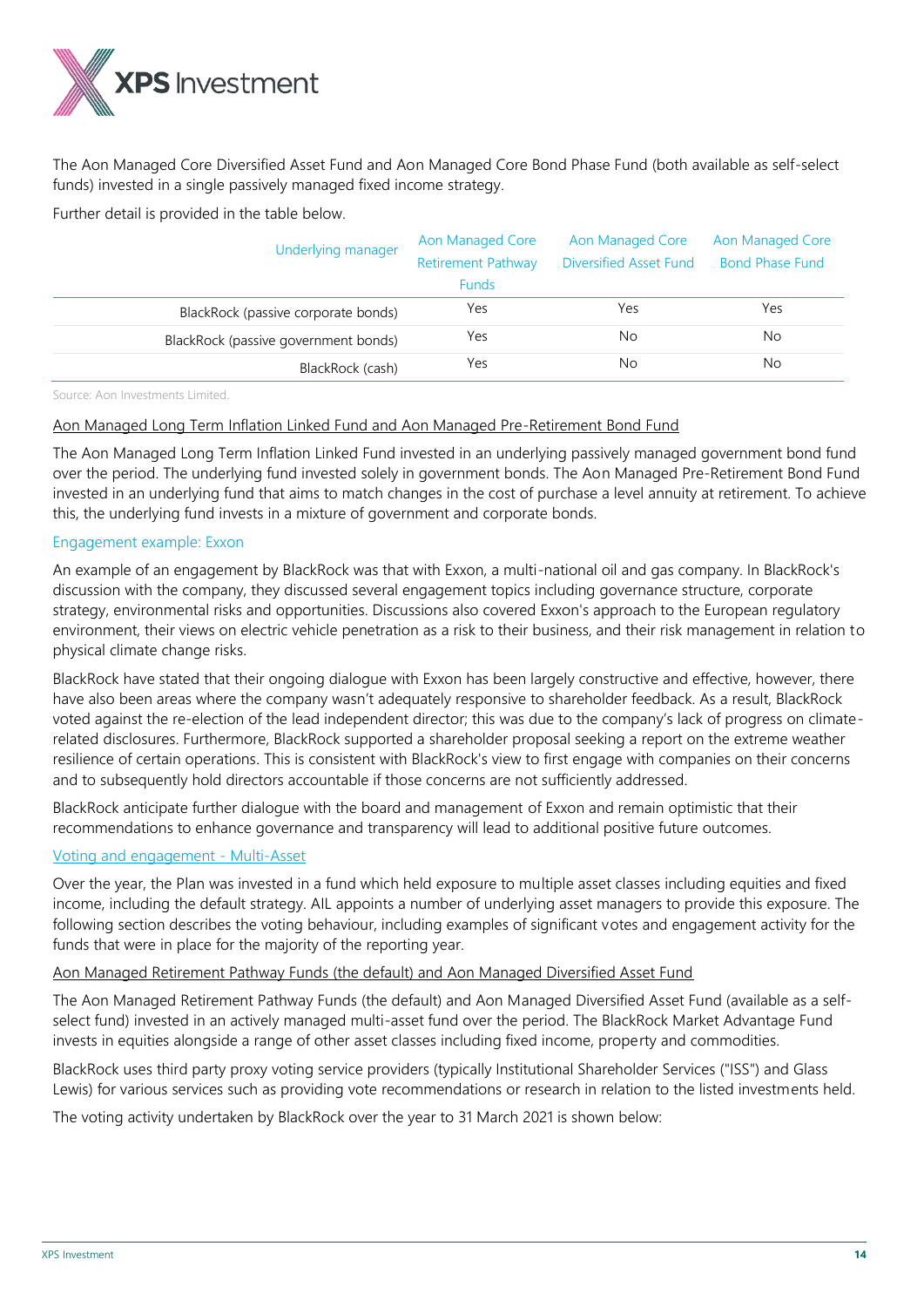The Aon Managed Core Diversified Asset Fund and Aon Managed Core Bond Phase Fund (both available as self-select funds) invested in a single passively managed fixed income strategy.

Further detail is provided in the table below.

| Underlying manager | Aon Managed Core Retirement Pathway Funds | Aon Managed Core Diversified Asset Fund | Aon Managed Core Bond Phase Fund |
|---|---|---|---|
| BlackRock (passive corporate bonds) | Yes | Yes | Yes |
| BlackRock (passive government bonds) | Yes | No | No |
| BlackRock (cash) | Yes | No | No |

Source: Aon Investments Limited.

Aon Managed Long Term Inflation Linked Fund and Aon Managed Pre-Retirement Bond Fund

The Aon Managed Long Term Inflation Linked Fund invested in an underlying passively managed government bond fund over the period. The underlying fund invested solely in government bonds. The Aon Managed Pre-Retirement Bond Fund invested in an underlying fund that aims to match changes in the cost of purchase a level annuity at retirement. To achieve this, the underlying fund invests in a mixture of government and corporate bonds.

### Engagement example: Exxon

An example of an engagement by BlackRock was that with Exxon, a multi-national oil and gas company. In BlackRock's discussion with the company, they discussed several engagement topics including governance structure, corporate strategy, environmental risks and opportunities. Discussions also covered Exxon's approach to the European regulatory environment, their views on electric vehicle penetration as a risk to their business, and their risk management in relation to physical climate change risks.

BlackRock have stated that their ongoing dialogue with Exxon has been largely constructive and effective, however, there have also been areas where the company wasn't adequately responsive to shareholder feedback. As a result, BlackRock voted against the re-election of the lead independent director; this was due to the company's lack of progress on climate-related disclosures. Furthermore, BlackRock supported a shareholder proposal seeking a report on the extreme weather resilience of certain operations. This is consistent with BlackRock's view to first engage with companies on their concerns and to subsequently hold directors accountable if those concerns are not sufficiently addressed.

BlackRock anticipate further dialogue with the board and management of Exxon and remain optimistic that their recommendations to enhance governance and transparency will lead to additional positive future outcomes.

### Voting and engagement - Multi-Asset

Over the year, the Plan was invested in a fund which held exposure to multiple asset classes including equities and fixed income, including the default strategy. AIL appoints a number of underlying asset managers to provide this exposure. The following section describes the voting behaviour, including examples of significant votes and engagement activity for the funds that were in place for the majority of the reporting year.

Aon Managed Retirement Pathway Funds (the default) and Aon Managed Diversified Asset Fund

The Aon Managed Retirement Pathway Funds (the default) and Aon Managed Diversified Asset Fund (available as a self-select fund) invested in an actively managed multi-asset fund over the period. The BlackRock Market Advantage Fund invests in equities alongside a range of other asset classes including fixed income, property and commodities.

BlackRock uses third party proxy voting service providers (typically Institutional Shareholder Services ("ISS") and Glass Lewis) for various services such as providing vote recommendations or research in relation to the listed investments held.

The voting activity undertaken by BlackRock over the year to 31 March 2021 is shown below: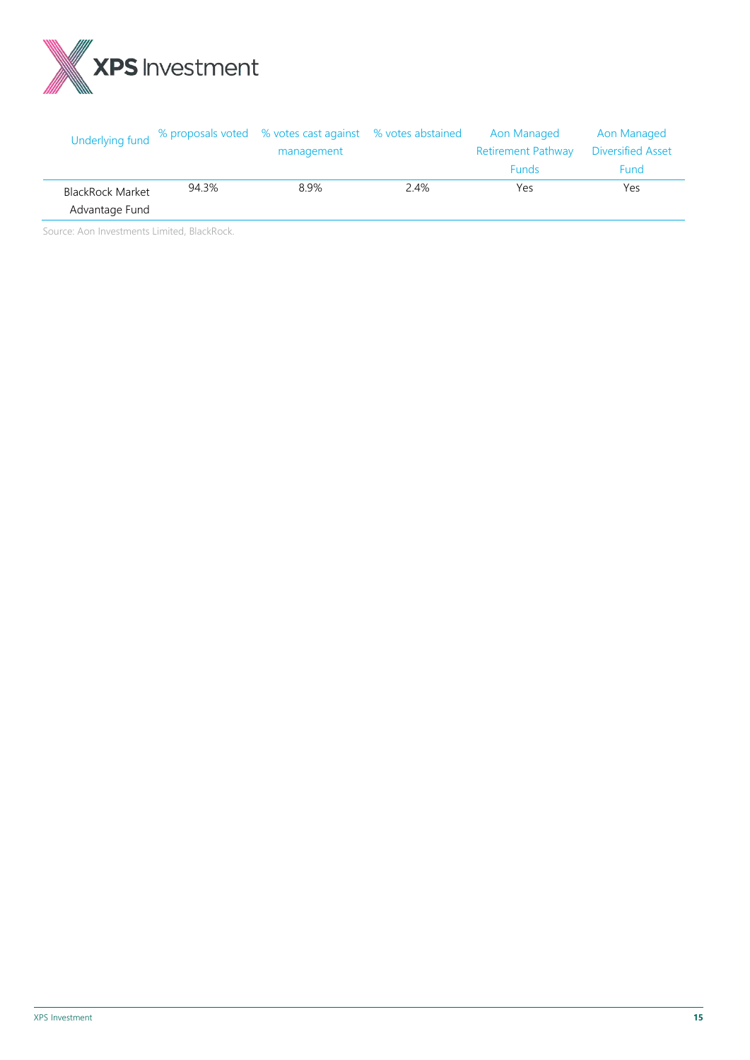| Underlying fund | % proposals voted | % votes cast against management | % votes abstained | Aon Managed Retirement Pathway Funds | Aon Managed Diversified Asset Fund |
|---|---|---|---|---|---|
| BlackRock Market Advantage Fund | 94.3% | 8.9% | 2.4% | Yes | Yes |

Source: Aon Investments Limited, BlackRock.